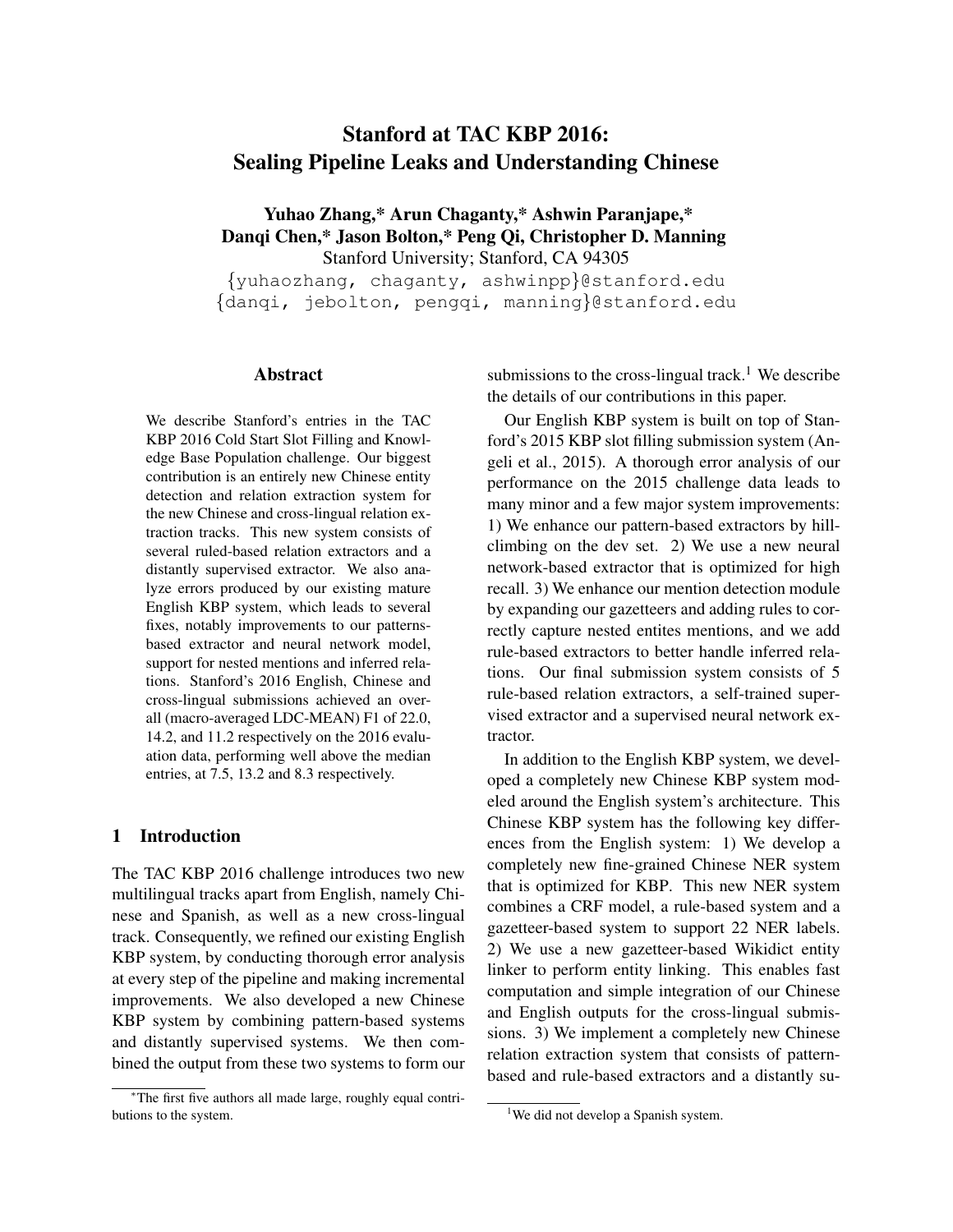# Stanford at TAC KBP 2016: Sealing Pipeline Leaks and Understanding Chinese

**Yuhao Zhang,\* Arun Chaganty,\* Ashwin Paranjape,\***
**Danqi Chen,\* Jason Bolton,\* Peng Qi, Christopher D. Manning**
Stanford University; Stanford, CA 94305
{yuhaozhang, chaganty, ashwinpp}@stanford.edu
{danqi, jebolton, pengqi, manning}@stanford.edu

## Abstract

We describe Stanford's entries in the TAC KBP 2016 Cold Start Slot Filling and Knowledge Base Population challenge. Our biggest contribution is an entirely new Chinese entity detection and relation extraction system for the new Chinese and cross-lingual relation extraction tracks. This new system consists of several ruled-based relation extractors and a distantly supervised extractor. We also analyze errors produced by our existing mature English KBP system, which leads to several fixes, notably improvements to our patterns-based extractor and neural network model, support for nested mentions and inferred relations. Stanford's 2016 English, Chinese and cross-lingual submissions achieved an overall (macro-averaged LDC-MEAN) F1 of 22.0, 14.2, and 11.2 respectively on the 2016 evaluation data, performing well above the median entries, at 7.5, 13.2 and 8.3 respectively.

## 1 Introduction

The TAC KBP 2016 challenge introduces two new multilingual tracks apart from English, namely Chinese and Spanish, as well as a new cross-lingual track. Consequently, we refined our existing English KBP system, by conducting thorough error analysis at every step of the pipeline and making incremental improvements. We also developed a new Chinese KBP system by combining pattern-based systems and distantly supervised systems. We then combined the output from these two systems to form our submissions to the cross-lingual track.[1] We describe the details of our contributions in this paper.

Our English KBP system is built on top of Stanford's 2015 KBP slot filling submission system (Angeli et al., 2015). A thorough error analysis of our performance on the 2015 challenge data leads to many minor and a few major system improvements: 1) We enhance our pattern-based extractors by hill-climbing on the dev set. 2) We use a new neural network-based extractor that is optimized for high recall. 3) We enhance our mention detection module by expanding our gazetteers and adding rules to correctly capture nested entites mentions, and we add rule-based extractors to better handle inferred relations. Our final submission system consists of 5 rule-based relation extractors, a self-trained supervised extractor and a supervised neural network extractor.

In addition to the English KBP system, we developed a completely new Chinese KBP system modeled around the English system's architecture. This Chinese KBP system has the following key differences from the English system: 1) We develop a completely new fine-grained Chinese NER system that is optimized for KBP. This new NER system combines a CRF model, a rule-based system and a gazetteer-based system to support 22 NER labels. 2) We use a new gazetteer-based Wikidict entity linker to perform entity linking. This enables fast computation and simple integration of our Chinese and English outputs for the cross-lingual submissions. 3) We implement a completely new Chinese relation extraction system that consists of pattern-based and rule-based extractors and a distantly su-

\*The first five authors all made large, roughly equal contributions to the system.

[1] We did not develop a Spanish system.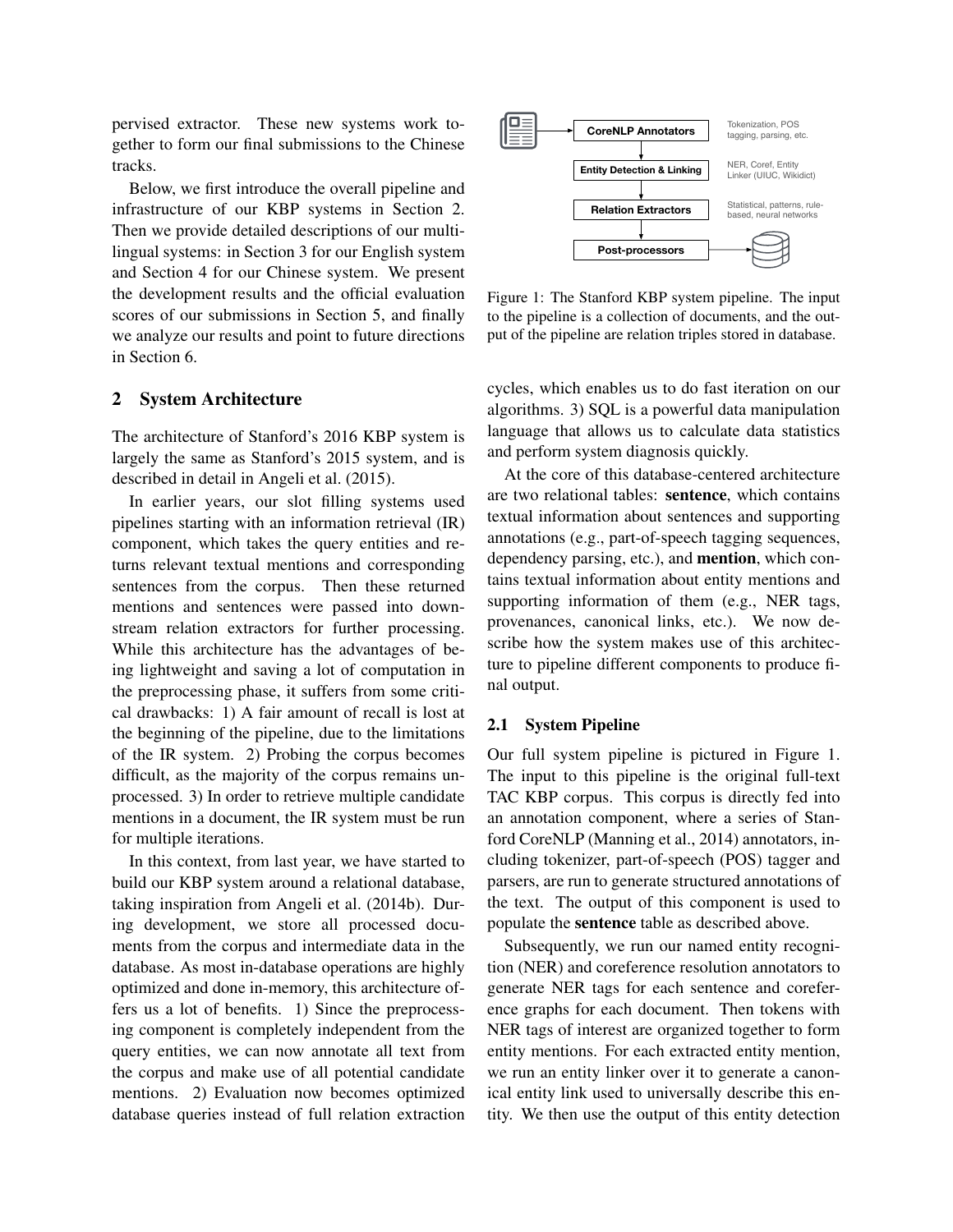pervised extractor. These new systems work together to form our final submissions to the Chinese tracks.

Below, we first introduce the overall pipeline and infrastructure of our KBP systems in Section 2. Then we provide detailed descriptions of our multilingual systems: in Section 3 for our English system and Section 4 for our Chinese system. We present the development results and the official evaluation scores of our submissions in Section 5, and finally we analyze our results and point to future directions in Section 6.

## 2 System Architecture

The architecture of Stanford's 2016 KBP system is largely the same as Stanford's 2015 system, and is described in detail in Angeli et al. (2015).

In earlier years, our slot filling systems used pipelines starting with an information retrieval (IR) component, which takes the query entities and returns relevant textual mentions and corresponding sentences from the corpus. Then these returned mentions and sentences were passed into downstream relation extractors for further processing. While this architecture has the advantages of being lightweight and saving a lot of computation in the preprocessing phase, it suffers from some critical drawbacks: 1) A fair amount of recall is lost at the beginning of the pipeline, due to the limitations of the IR system. 2) Probing the corpus becomes difficult, as the majority of the corpus remains unprocessed. 3) In order to retrieve multiple candidate mentions in a document, the IR system must be run for multiple iterations.

In this context, from last year, we have started to build our KBP system around a relational database, taking inspiration from Angeli et al. (2014b). During development, we store all processed documents from the corpus and intermediate data in the database. As most in-database operations are highly optimized and done in-memory, this architecture offers us a lot of benefits. 1) Since the preprocessing component is completely independent from the query entities, we can now annotate all text from the corpus and make use of all potential candidate mentions. 2) Evaluation now becomes optimized database queries instead of full relation extraction cycles, which enables us to do fast iteration on our algorithms. 3) SQL is a powerful data manipulation language that allows us to calculate data statistics and perform system diagnosis quickly.

CoreNLP Annotators — Tokenization, POS tagging, parsing, etc.

Entity Detection & Linking — NER, Coref, Entity Linker (UIUC, Wikidict)

Relation Extractors — Statistical, patterns, rule-based, neural networks

Post-processors

Figure 1: The Stanford KBP system pipeline. The input to the pipeline is a collection of documents, and the output of the pipeline are relation triples stored in database.

At the core of this database-centered architecture are two relational tables: **sentence**, which contains textual information about sentences and supporting annotations (e.g., part-of-speech tagging sequences, dependency parsing, etc.), and **mention**, which contains textual information about entity mentions and supporting information of them (e.g., NER tags, provenances, canonical links, etc.). We now describe how the system makes use of this architecture to pipeline different components to produce final output.

### 2.1 System Pipeline

Our full system pipeline is pictured in Figure 1. The input to this pipeline is the original full-text TAC KBP corpus. This corpus is directly fed into an annotation component, where a series of Stanford CoreNLP (Manning et al., 2014) annotators, including tokenizer, part-of-speech (POS) tagger and parsers, are run to generate structured annotations of the text. The output of this component is used to populate the **sentence** table as described above.

Subsequently, we run our named entity recognition (NER) and coreference resolution annotators to generate NER tags for each sentence and coreference graphs for each document. Then tokens with NER tags of interest are organized together to form entity mentions. For each extracted entity mention, we run an entity linker over it to generate a canonical entity link used to universally describe this entity. We then use the output of this entity detection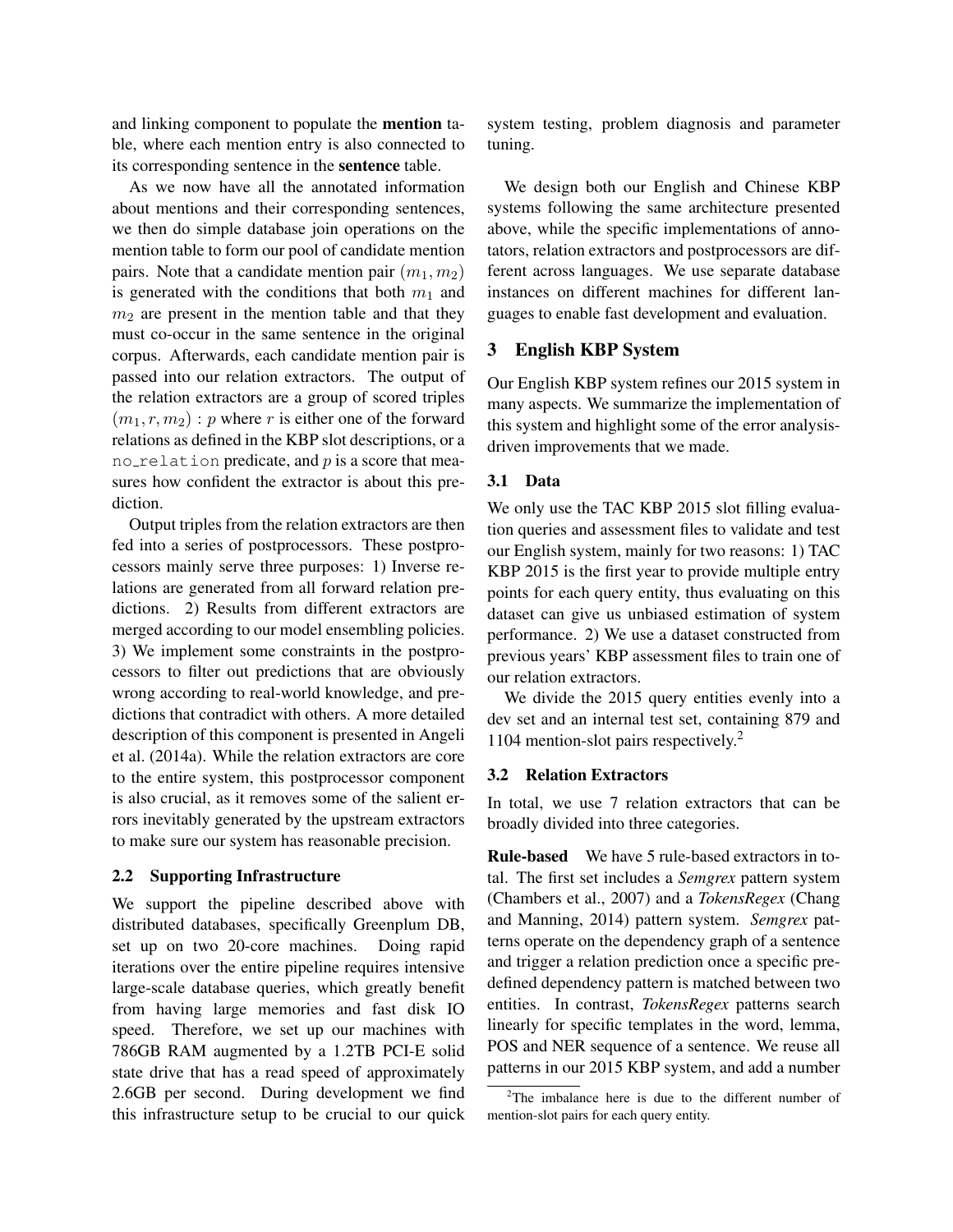and linking component to populate the **mention** table, where each mention entry is also connected to its corresponding sentence in the **sentence** table.

As we now have all the annotated information about mentions and their corresponding sentences, we then do simple database join operations on the mention table to form our pool of candidate mention pairs. Note that a candidate mention pair $(m_1, m_2)$ is generated with the conditions that both $m_1$ and $m_2$ are present in the mention table and that they must co-occur in the same sentence in the original corpus. Afterwards, each candidate mention pair is passed into our relation extractors. The output of the relation extractors are a group of scored triples $(m_1, r, m_2) : p$ where $r$ is either one of the forward relations as defined in the KBP slot descriptions, or a `no_relation` predicate, and $p$ is a score that measures how confident the extractor is about this prediction.

Output triples from the relation extractors are then fed into a series of postprocessors. These postprocessors mainly serve three purposes: 1) Inverse relations are generated from all forward relation predictions. 2) Results from different extractors are merged according to our model ensembling policies. 3) We implement some constraints in the postprocessors to filter out predictions that are obviously wrong according to real-world knowledge, and predictions that contradict with others. A more detailed description of this component is presented in Angeli et al. (2014a). While the relation extractors are core to the entire system, this postprocessor component is also crucial, as it removes some of the salient errors inevitably generated by the upstream extractors to make sure our system has reasonable precision.

### 2.2 Supporting Infrastructure

We support the pipeline described above with distributed databases, specifically Greenplum DB, set up on two 20-core machines. Doing rapid iterations over the entire pipeline requires intensive large-scale database queries, which greatly benefit from having large memories and fast disk IO speed. Therefore, we set up our machines with 786GB RAM augmented by a 1.2TB PCI-E solid state drive that has a read speed of approximately 2.6GB per second. During development we find this infrastructure setup to be crucial to our quick system testing, problem diagnosis and parameter tuning.

We design both our English and Chinese KBP systems following the same architecture presented above, while the specific implementations of annotators, relation extractors and postprocessors are different across languages. We use separate database instances on different machines for different languages to enable fast development and evaluation.

## 3 English KBP System

Our English KBP system refines our 2015 system in many aspects. We summarize the implementation of this system and highlight some of the error analysis-driven improvements that we made.

### 3.1 Data

We only use the TAC KBP 2015 slot filling evaluation queries and assessment files to validate and test our English system, mainly for two reasons: 1) TAC KBP 2015 is the first year to provide multiple entry points for each query entity, thus evaluating on this dataset can give us unbiased estimation of system performance. 2) We use a dataset constructed from previous years' KBP assessment files to train one of our relation extractors.

We divide the 2015 query entities evenly into a dev set and an internal test set, containing 879 and 1104 mention-slot pairs respectively.[2]

### 3.2 Relation Extractors

In total, we use 7 relation extractors that can be broadly divided into three categories.

**Rule-based** We have 5 rule-based extractors in total. The first set includes a *Semgrex* pattern system (Chambers et al., 2007) and a *TokensRegex* (Chang and Manning, 2014) pattern system. *Semgrex* patterns operate on the dependency graph of a sentence and trigger a relation prediction once a specific predefined dependency pattern is matched between two entities. In contrast, *TokensRegex* patterns search linearly for specific templates in the word, lemma, POS and NER sequence of a sentence. We reuse all patterns in our 2015 KBP system, and add a number

[2] The imbalance here is due to the different number of mention-slot pairs for each query entity.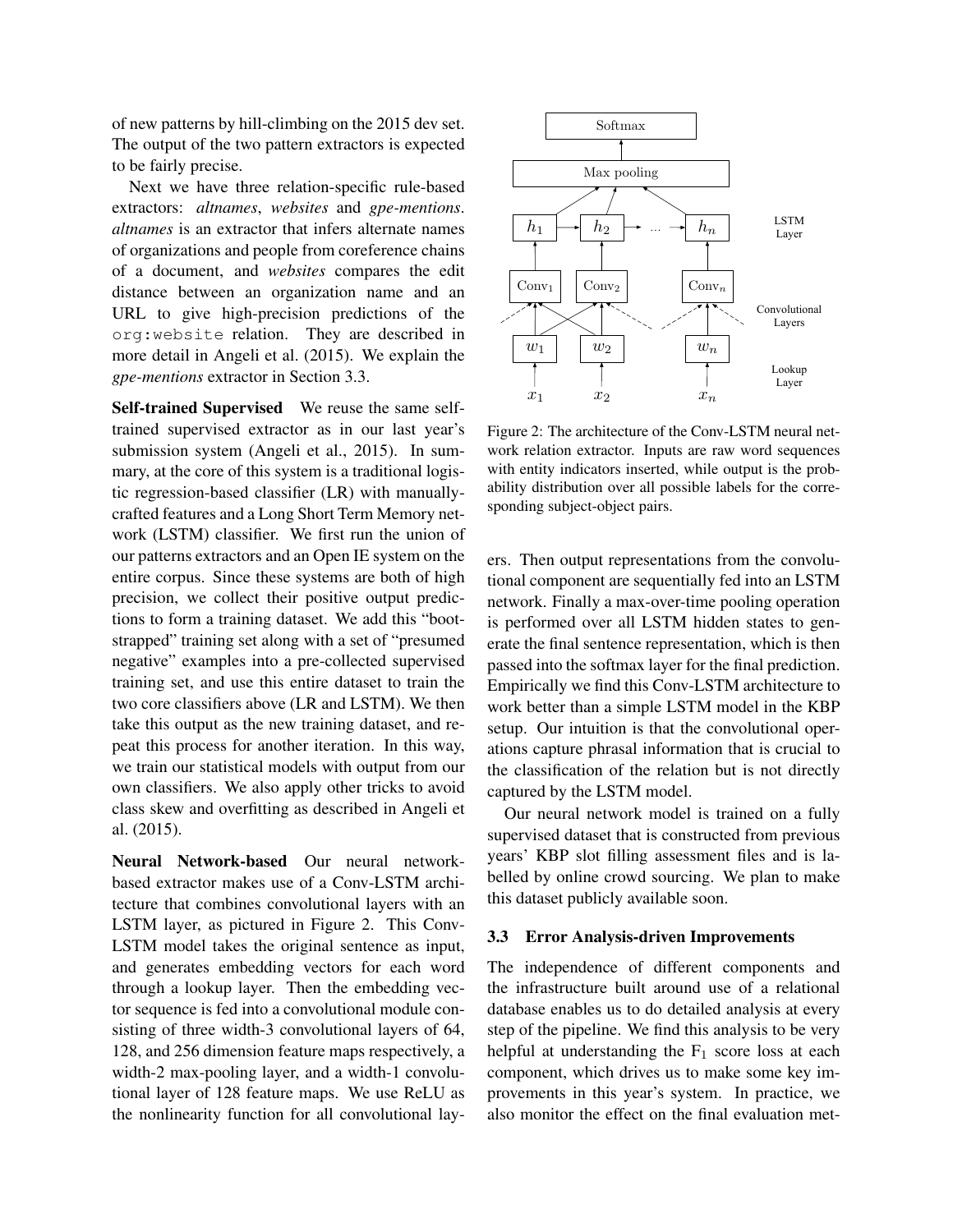of new patterns by hill-climbing on the 2015 dev set. The output of the two pattern extractors is expected to be fairly precise.

Next we have three relation-specific rule-based extractors: *altnames*, *websites* and *gpe-mentions*. *altnames* is an extractor that infers alternate names of organizations and people from coreference chains of a document, and *websites* compares the edit distance between an organization name and an URL to give high-precision predictions of the `org:website` relation. They are described in more detail in Angeli et al. (2015). We explain the *gpe-mentions* extractor in Section 3.3.

**Self-trained Supervised** We reuse the same self-trained supervised extractor as in our last year's submission system (Angeli et al., 2015). In summary, at the core of this system is a traditional logistic regression-based classifier (LR) with manually-crafted features and a Long Short Term Memory network (LSTM) classifier. We first run the union of our patterns extractors and an Open IE system on the entire corpus. Since these systems are both of high precision, we collect their positive output predictions to form a training dataset. We add this "bootstrapped" training set along with a set of "presumed negative" examples into a pre-collected supervised training set, and use this entire dataset to train the two core classifiers above (LR and LSTM). We then take this output as the new training dataset, and repeat this process for another iteration. In this way, we train our statistical models with output from our own classifiers. We also apply other tricks to avoid class skew and overfitting as described in Angeli et al. (2015).

**Neural Network-based** Our neural network-based extractor makes use of a Conv-LSTM architecture that combines convolutional layers with an LSTM layer, as pictured in Figure 2. This Conv-LSTM model takes the original sentence as input, and generates embedding vectors for each word through a lookup layer. Then the embedding vector sequence is fed into a convolutional module consisting of three width-3 convolutional layers of 64, 128, and 256 dimension feature maps respectively, a width-2 max-pooling layer, and a width-1 convolutional layer of 128 feature maps. We use ReLU as the nonlinearity function for all convolutional layers. Then output representations from the convolutional component are sequentially fed into an LSTM network. Finally a max-over-time pooling operation is performed over all LSTM hidden states to generate the final sentence representation, which is then passed into the softmax layer for the final prediction. Empirically we find this Conv-LSTM architecture to work better than a simple LSTM model in the KBP setup. Our intuition is that the convolutional operations capture phrasal information that is crucial to the classification of the relation but is not directly captured by the LSTM model.

Figure 2: The architecture of the Conv-LSTM neural network relation extractor. Inputs are raw word sequences with entity indicators inserted, while output is the probability distribution over all possible labels for the corresponding subject-object pairs.

Our neural network model is trained on a fully supervised dataset that is constructed from previous years' KBP slot filling assessment files and is labelled by online crowd sourcing. We plan to make this dataset publicly available soon.

### 3.3 Error Analysis-driven Improvements

The independence of different components and the infrastructure built around use of a relational database enables us to do detailed analysis at every step of the pipeline. We find this analysis to be very helpful at understanding the $F_1$ score loss at each component, which drives us to make some key improvements in this year's system. In practice, we also monitor the effect on the final evaluation met-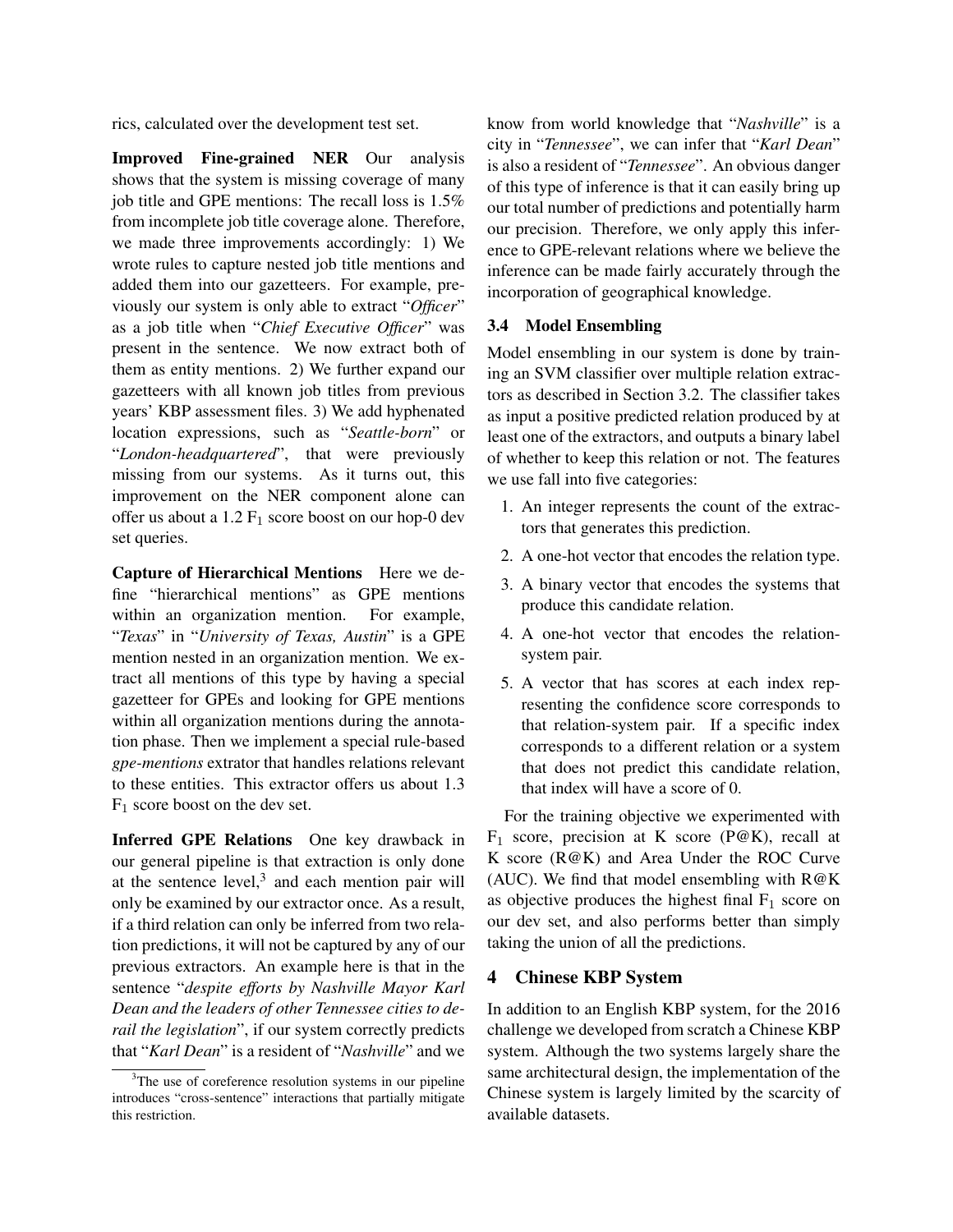rics, calculated over the development test set.

**Improved Fine-grained NER** Our analysis shows that the system is missing coverage of many job title and GPE mentions: The recall loss is 1.5% from incomplete job title coverage alone. Therefore, we made three improvements accordingly: 1) We wrote rules to capture nested job title mentions and added them into our gazetteers. For example, previously our system is only able to extract "*Officer*" as a job title when "*Chief Executive Officer*" was present in the sentence. We now extract both of them as entity mentions. 2) We further expand our gazetteers with all known job titles from previous years' KBP assessment files. 3) We add hyphenated location expressions, such as "*Seattle-born*" or "*London-headquartered*", that were previously missing from our systems. As it turns out, this improvement on the NER component alone can offer us about a 1.2 $F_1$ score boost on our hop-0 dev set queries.

**Capture of Hierarchical Mentions** Here we define "hierarchical mentions" as GPE mentions within an organization mention. For example, "*Texas*" in "*University of Texas, Austin*" is a GPE mention nested in an organization mention. We extract all mentions of this type by having a special gazetteer for GPEs and looking for GPE mentions within all organization mentions during the annotation phase. Then we implement a special rule-based *gpe-mentions* extrator that handles relations relevant to these entities. This extractor offers us about 1.3 $F_1$ score boost on the dev set.

**Inferred GPE Relations** One key drawback in our general pipeline is that extraction is only done at the sentence level,[3] and each mention pair will only be examined by our extractor once. As a result, if a third relation can only be inferred from two relation predictions, it will not be captured by any of our previous extractors. An example here is that in the sentence "*despite efforts by Nashville Mayor Karl Dean and the leaders of other Tennessee cities to derail the legislation*", if our system correctly predicts that "*Karl Dean*" is a resident of "*Nashville*" and we know from world knowledge that "*Nashville*" is a city in "*Tennessee*", we can infer that "*Karl Dean*" is also a resident of "*Tennessee*". An obvious danger of this type of inference is that it can easily bring up our total number of predictions and potentially harm our precision. Therefore, we only apply this inference to GPE-relevant relations where we believe the inference can be made fairly accurately through the incorporation of geographical knowledge.

[3] The use of coreference resolution systems in our pipeline introduces "cross-sentence" interactions that partially mitigate this restriction.

### 3.4 Model Ensembling

Model ensembling in our system is done by training an SVM classifier over multiple relation extractors as described in Section 3.2. The classifier takes as input a positive predicted relation produced by at least one of the extractors, and outputs a binary label of whether to keep this relation or not. The features we use fall into five categories:

1. An integer represents the count of the extractors that generates this prediction.
2. A one-hot vector that encodes the relation type.
3. A binary vector that encodes the systems that produce this candidate relation.
4. A one-hot vector that encodes the relation-system pair.
5. A vector that has scores at each index representing the confidence score corresponds to that relation-system pair. If a specific index corresponds to a different relation or a system that does not predict this candidate relation, that index will have a score of 0.

For the training objective we experimented with $F_1$ score, precision at K score (P@K), recall at K score (R@K) and Area Under the ROC Curve (AUC). We find that model ensembling with R@K as objective produces the highest final $F_1$ score on our dev set, and also performs better than simply taking the union of all the predictions.

## 4 Chinese KBP System

In addition to an English KBP system, for the 2016 challenge we developed from scratch a Chinese KBP system. Although the two systems largely share the same architectural design, the implementation of the Chinese system is largely limited by the scarcity of available datasets.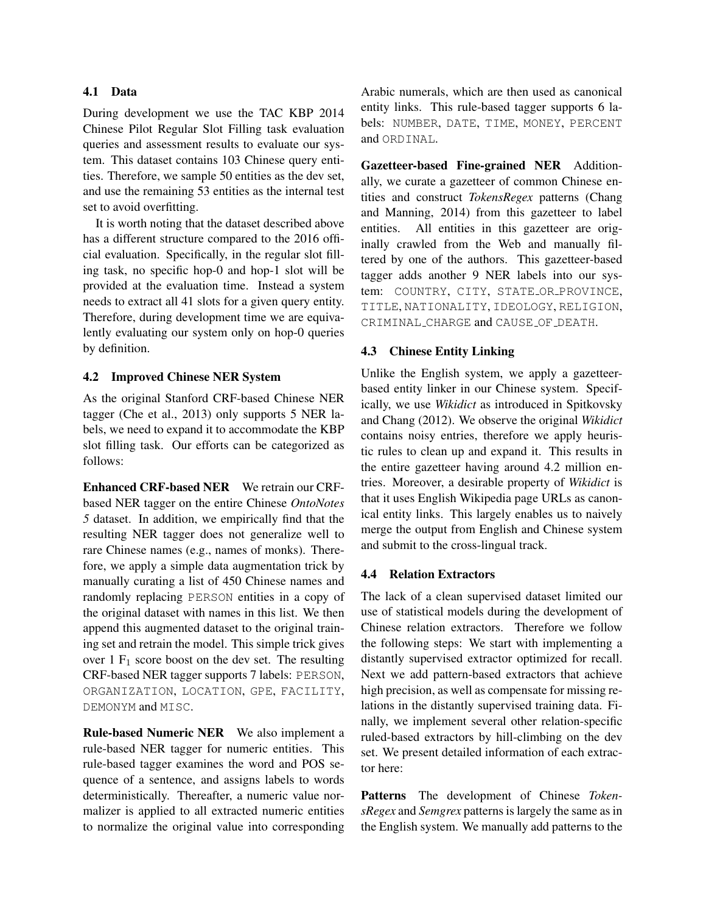### 4.1 Data

During development we use the TAC KBP 2014 Chinese Pilot Regular Slot Filling task evaluation queries and assessment results to evaluate our system. This dataset contains 103 Chinese query entities. Therefore, we sample 50 entities as the dev set, and use the remaining 53 entities as the internal test set to avoid overfitting.

It is worth noting that the dataset described above has a different structure compared to the 2016 official evaluation. Specifically, in the regular slot filling task, no specific hop-0 and hop-1 slot will be provided at the evaluation time. Instead a system needs to extract all 41 slots for a given query entity. Therefore, during development time we are equivalently evaluating our system only on hop-0 queries by definition.

### 4.2 Improved Chinese NER System

As the original Stanford CRF-based Chinese NER tagger (Che et al., 2013) only supports 5 NER labels, we need to expand it to accommodate the KBP slot filling task. Our efforts can be categorized as follows:

**Enhanced CRF-based NER** We retrain our CRF-based NER tagger on the entire Chinese *OntoNotes 5* dataset. In addition, we empirically find that the resulting NER tagger does not generalize well to rare Chinese names (e.g., names of monks). Therefore, we apply a simple data augmentation trick by manually curating a list of 450 Chinese names and randomly replacing PERSON entities in a copy of the original dataset with names in this list. We then append this augmented dataset to the original training set and retrain the model. This simple trick gives over 1 $F_1$ score boost on the dev set. The resulting CRF-based NER tagger supports 7 labels: PERSON, ORGANIZATION, LOCATION, GPE, FACILITY, DEMONYM and MISC.

**Rule-based Numeric NER** We also implement a rule-based NER tagger for numeric entities. This rule-based tagger examines the word and POS sequence of a sentence, and assigns labels to words deterministically. Thereafter, a numeric value normalizer is applied to all extracted numeric entities to normalize the original value into corresponding Arabic numerals, which are then used as canonical entity links. This rule-based tagger supports 6 labels: NUMBER, DATE, TIME, MONEY, PERCENT and ORDINAL.

**Gazetteer-based Fine-grained NER** Additionally, we curate a gazetteer of common Chinese entities and construct *TokensRegex* patterns (Chang and Manning, 2014) from this gazetteer to label entities. All entities in this gazetteer are originally crawled from the Web and manually filtered by one of the authors. This gazetteer-based tagger adds another 9 NER labels into our system: COUNTRY, CITY, STATE_OR_PROVINCE, TITLE, NATIONALITY, IDEOLOGY, RELIGION, CRIMINAL_CHARGE and CAUSE_OF_DEATH.

### 4.3 Chinese Entity Linking

Unlike the English system, we apply a gazetteer-based entity linker in our Chinese system. Specifically, we use *Wikidict* as introduced in Spitkovsky and Chang (2012). We observe the original *Wikidict* contains noisy entries, therefore we apply heuristic rules to clean up and expand it. This results in the entire gazetteer having around 4.2 million entries. Moreover, a desirable property of *Wikidict* is that it uses English Wikipedia page URLs as canonical entity links. This largely enables us to naively merge the output from English and Chinese system and submit to the cross-lingual track.

### 4.4 Relation Extractors

The lack of a clean supervised dataset limited our use of statistical models during the development of Chinese relation extractors. Therefore we follow the following steps: We start with implementing a distantly supervised extractor optimized for recall. Next we add pattern-based extractors that achieve high precision, as well as compensate for missing relations in the distantly supervised training data. Finally, we implement several other relation-specific ruled-based extractors by hill-climbing on the dev set. We present detailed information of each extractor here:

**Patterns** The development of Chinese *TokensRegex* and *Semgrex* patterns is largely the same as in the English system. We manually add patterns to the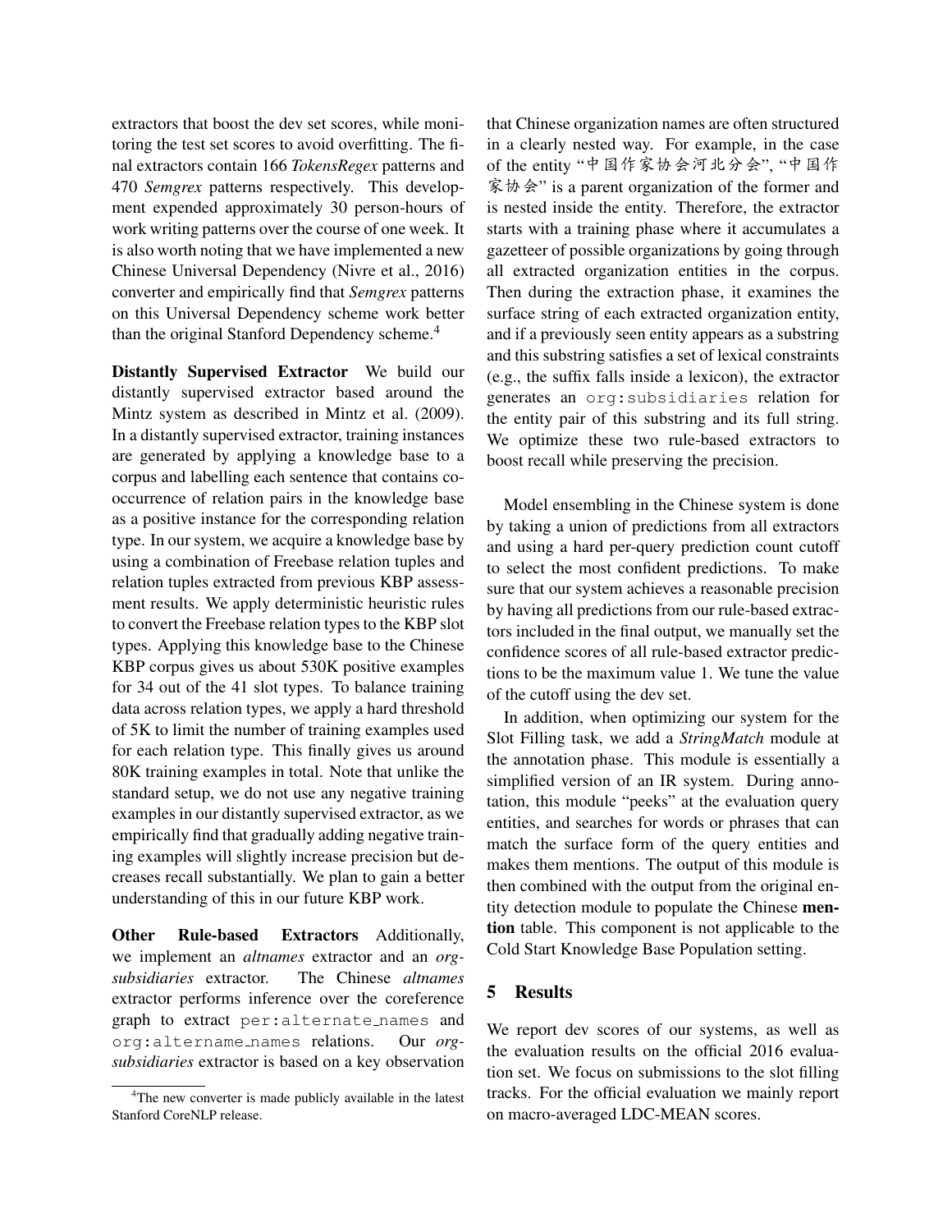extractors that boost the dev set scores, while monitoring the test set scores to avoid overfitting. The final extractors contain 166 *TokensRegex* patterns and 470 *Semgrex* patterns respectively. This development expended approximately 30 person-hours of work writing patterns over the course of one week. It is also worth noting that we have implemented a new Chinese Universal Dependency (Nivre et al., 2016) converter and empirically find that *Semgrex* patterns on this Universal Dependency scheme work better than the original Stanford Dependency scheme.[4]

**Distantly Supervised Extractor** We build our distantly supervised extractor based around the Mintz system as described in Mintz et al. (2009). In a distantly supervised extractor, training instances are generated by applying a knowledge base to a corpus and labelling each sentence that contains co-occurrence of relation pairs in the knowledge base as a positive instance for the corresponding relation type. In our system, we acquire a knowledge base by using a combination of Freebase relation tuples and relation tuples extracted from previous KBP assessment results. We apply deterministic heuristic rules to convert the Freebase relation types to the KBP slot types. Applying this knowledge base to the Chinese KBP corpus gives us about 530K positive examples for 34 out of the 41 slot types. To balance training data across relation types, we apply a hard threshold of 5K to limit the number of training examples used for each relation type. This finally gives us around 80K training examples in total. Note that unlike the standard setup, we do not use any negative training examples in our distantly supervised extractor, as we empirically find that gradually adding negative training examples will slightly increase precision but decreases recall substantially. We plan to gain a better understanding of this in our future KBP work.

**Other Rule-based Extractors** Additionally, we implement an *altnames* extractor and an *org-subsidiaries* extractor. The Chinese *altnames* extractor performs inference over the coreference graph to extract `per:alternate_names` and `org:altername_names` relations. Our *org-subsidiaries* extractor is based on a key observation that Chinese organization names are often structured in a clearly nested way. For example, in the case of the entity "中国作家协会河北分会", "中国作家协会" is a parent organization of the former and is nested inside the entity. Therefore, the extractor starts with a training phase where it accumulates a gazetteer of possible organizations by going through all extracted organization entities in the corpus. Then during the extraction phase, it examines the surface string of each extracted organization entity, and if a previously seen entity appears as a substring and this substring satisfies a set of lexical constraints (e.g., the suffix falls inside a lexicon), the extractor generates an `org:subsidiaries` relation for the entity pair of this substring and its full string. We optimize these two rule-based extractors to boost recall while preserving the precision.

Model ensembling in the Chinese system is done by taking a union of predictions from all extractors and using a hard per-query prediction count cutoff to select the most confident predictions. To make sure that our system achieves a reasonable precision by having all predictions from our rule-based extractors included in the final output, we manually set the confidence scores of all rule-based extractor predictions to be the maximum value 1. We tune the value of the cutoff using the dev set.

In addition, when optimizing our system for the Slot Filling task, we add a *StringMatch* module at the annotation phase. This module is essentially a simplified version of an IR system. During annotation, this module "peeks" at the evaluation query entities, and searches for words or phrases that can match the surface form of the query entities and makes them mentions. The output of this module is then combined with the output from the original entity detection module to populate the Chinese **mention** table. This component is not applicable to the Cold Start Knowledge Base Population setting.

## 5 Results

We report dev scores of our systems, as well as the evaluation results on the official 2016 evaluation set. We focus on submissions to the slot filling tracks. For the official evaluation we mainly report on macro-averaged LDC-MEAN scores.

[4] The new converter is made publicly available in the latest Stanford CoreNLP release.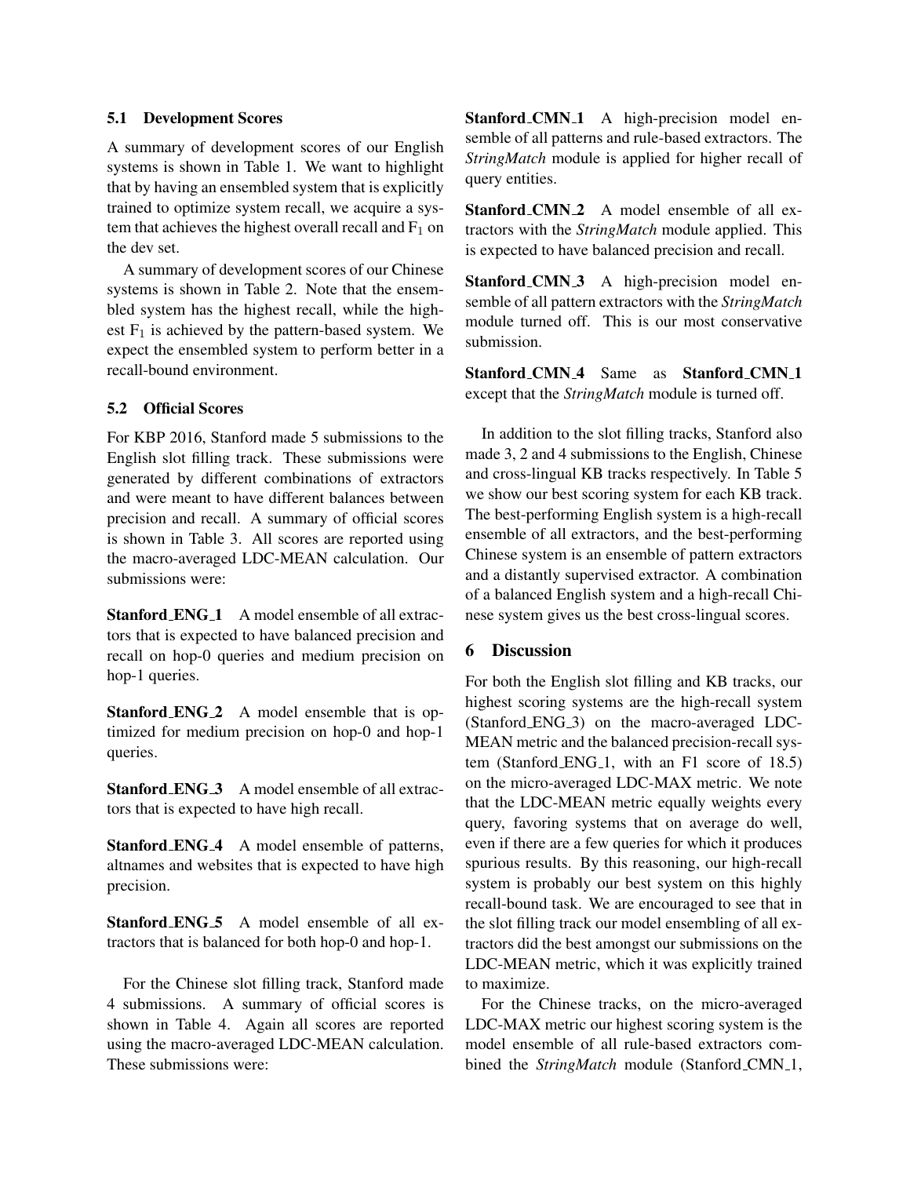### 5.1 Development Scores

A summary of development scores of our English systems is shown in Table 1. We want to highlight that by having an ensembled system that is explicitly trained to optimize system recall, we acquire a system that achieves the highest overall recall and $F_1$ on the dev set.

A summary of development scores of our Chinese systems is shown in Table 2. Note that the ensembled system has the highest recall, while the highest $F_1$ is achieved by the pattern-based system. We expect the ensembled system to perform better in a recall-bound environment.

### 5.2 Official Scores

For KBP 2016, Stanford made 5 submissions to the English slot filling track. These submissions were generated by different combinations of extractors and were meant to have different balances between precision and recall. A summary of official scores is shown in Table 3. All scores are reported using the macro-averaged LDC-MEAN calculation. Our submissions were:

**Stanford_ENG_1** A model ensemble of all extractors that is expected to have balanced precision and recall on hop-0 queries and medium precision on hop-1 queries.

**Stanford_ENG_2** A model ensemble that is optimized for medium precision on hop-0 and hop-1 queries.

**Stanford_ENG_3** A model ensemble of all extractors that is expected to have high recall.

**Stanford_ENG_4** A model ensemble of patterns, altnames and websites that is expected to have high precision.

**Stanford_ENG_5** A model ensemble of all extractors that is balanced for both hop-0 and hop-1.

For the Chinese slot filling track, Stanford made 4 submissions. A summary of official scores is shown in Table 4. Again all scores are reported using the macro-averaged LDC-MEAN calculation. These submissions were:

**Stanford_CMN_1** A high-precision model ensemble of all patterns and rule-based extractors. The *StringMatch* module is applied for higher recall of query entities.

**Stanford_CMN_2** A model ensemble of all extractors with the *StringMatch* module applied. This is expected to have balanced precision and recall.

**Stanford_CMN_3** A high-precision model ensemble of all pattern extractors with the *StringMatch* module turned off. This is our most conservative submission.

**Stanford_CMN_4** Same as **Stanford_CMN_1** except that the *StringMatch* module is turned off.

In addition to the slot filling tracks, Stanford also made 3, 2 and 4 submissions to the English, Chinese and cross-lingual KB tracks respectively. In Table 5 we show our best scoring system for each KB track. The best-performing English system is a high-recall ensemble of all extractors, and the best-performing Chinese system is an ensemble of pattern extractors and a distantly supervised extractor. A combination of a balanced English system and a high-recall Chinese system gives us the best cross-lingual scores.

## 6 Discussion

For both the English slot filling and KB tracks, our highest scoring systems are the high-recall system (Stanford_ENG_3) on the macro-averaged LDC-MEAN metric and the balanced precision-recall system (Stanford_ENG_1, with an F1 score of 18.5) on the micro-averaged LDC-MAX metric. We note that the LDC-MEAN metric equally weights every query, favoring systems that on average do well, even if there are a few queries for which it produces spurious results. By this reasoning, our high-recall system is probably our best system on this highly recall-bound task. We are encouraged to see that in the slot filling track our model ensembling of all extractors did the best amongst our submissions on the LDC-MEAN metric, which it was explicitly trained to maximize.

For the Chinese tracks, on the micro-averaged LDC-MAX metric our highest scoring system is the model ensemble of all rule-based extractors combined the *StringMatch* module (Stanford_CMN_1,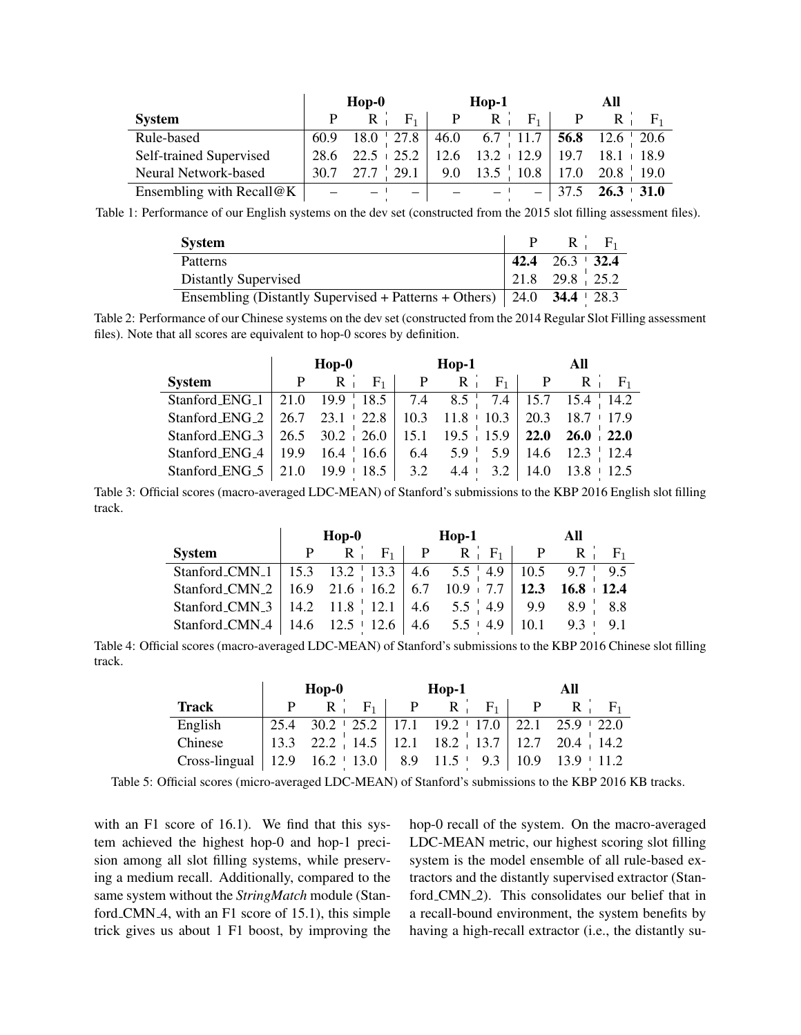| | Hop-0 | | | Hop-1 | | | All | | |
|---|---|---|---|---|---|---|---|---|---|
| **System** | P | R | $F_1$ | P | R | $F_1$ | P | R | $F_1$ |
| Rule-based | 60.9 | 18.0 | 27.8 | 46.0 | 6.7 | 11.7 | **56.8** | 12.6 | 20.6 |
| Self-trained Supervised | 28.6 | 22.5 | 25.2 | 12.6 | 13.2 | 12.9 | 19.7 | 18.1 | 18.9 |
| Neural Network-based | 30.7 | 27.7 | 29.1 | 9.0 | 13.5 | 10.8 | 17.0 | 20.8 | 19.0 |
| Ensembling with Recall@K | – | – | – | – | – | – | 37.5 | **26.3** | **31.0** |

Table 1: Performance of our English systems on the dev set (constructed from the 2015 slot filling assessment files).

| **System** | P | R | $F_1$ |
|---|---|---|---|
| Patterns | **42.4** | 26.3 | **32.4** |
| Distantly Supervised | 21.8 | 29.8 | 25.2 |
| Ensembling (Distantly Supervised + Patterns + Others) | 24.0 | **34.4** | 28.3 |

Table 2: Performance of our Chinese systems on the dev set (constructed from the 2014 Regular Slot Filling assessment files). Note that all scores are equivalent to hop-0 scores by definition.

| | Hop-0 | | | Hop-1 | | | All | | |
|---|---|---|---|---|---|---|---|---|---|
| **System** | P | R | $F_1$ | P | R | $F_1$ | P | R | $F_1$ |
| Stanford_ENG_1 | 21.0 | 19.9 | 18.5 | 7.4 | 8.5 | 7.4 | 15.7 | 15.4 | 14.2 |
| Stanford_ENG_2 | 26.7 | 23.1 | 22.8 | 10.3 | 11.8 | 10.3 | 20.3 | 18.7 | 17.9 |
| Stanford_ENG_3 | 26.5 | 30.2 | 26.0 | 15.1 | 19.5 | 15.9 | **22.0** | **26.0** | **22.0** |
| Stanford_ENG_4 | 19.9 | 16.4 | 16.6 | 6.4 | 5.9 | 5.9 | 14.6 | 12.3 | 12.4 |
| Stanford_ENG_5 | 21.0 | 19.9 | 18.5 | 3.2 | 4.4 | 3.2 | 14.0 | 13.8 | 12.5 |

Table 3: Official scores (macro-averaged LDC-MEAN) of Stanford's submissions to the KBP 2016 English slot filling track.

| | Hop-0 | | | Hop-1 | | | All | | |
|---|---|---|---|---|---|---|---|---|---|
| **System** | P | R | $F_1$ | P | R | $F_1$ | P | R | $F_1$ |
| Stanford_CMN_1 | 15.3 | 13.2 | 13.3 | 4.6 | 5.5 | 4.9 | 10.5 | 9.7 | 9.5 |
| Stanford_CMN_2 | 16.9 | 21.6 | 16.2 | 6.7 | 10.9 | 7.7 | **12.3** | **16.8** | **12.4** |
| Stanford_CMN_3 | 14.2 | 11.8 | 12.1 | 4.6 | 5.5 | 4.9 | 9.9 | 8.9 | 8.8 |
| Stanford_CMN_4 | 14.6 | 12.5 | 12.6 | 4.6 | 5.5 | 4.9 | 10.1 | 9.3 | 9.1 |

Table 4: Official scores (macro-averaged LDC-MEAN) of Stanford's submissions to the KBP 2016 Chinese slot filling track.

| | Hop-0 | | | Hop-1 | | | All | | |
|---|---|---|---|---|---|---|---|---|---|
| **Track** | P | R | $F_1$ | P | R | $F_1$ | P | R | $F_1$ |
| English | 25.4 | 30.2 | 25.2 | 17.1 | 19.2 | 17.0 | 22.1 | 25.9 | 22.0 |
| Chinese | 13.3 | 22.2 | 14.5 | 12.1 | 18.2 | 13.7 | 12.7 | 20.4 | 14.2 |
| Cross-lingual | 12.9 | 16.2 | 13.0 | 8.9 | 11.5 | 9.3 | 10.9 | 13.9 | 11.2 |

Table 5: Official scores (micro-averaged LDC-MEAN) of Stanford's submissions to the KBP 2016 KB tracks.

with an F1 score of 16.1). We find that this system achieved the highest hop-0 and hop-1 precision among all slot filling systems, while preserving a medium recall. Additionally, compared to the same system without the *StringMatch* module (Stanford_CMN_4, with an F1 score of 15.1), this simple trick gives us about 1 F1 boost, by improving the hop-0 recall of the system. On the macro-averaged LDC-MEAN metric, our highest scoring slot filling system is the model ensemble of all rule-based extractors and the distantly supervised extractor (Stanford_CMN_2). This consolidates our belief that in a recall-bound environment, the system benefits by having a high-recall extractor (i.e., the distantly su-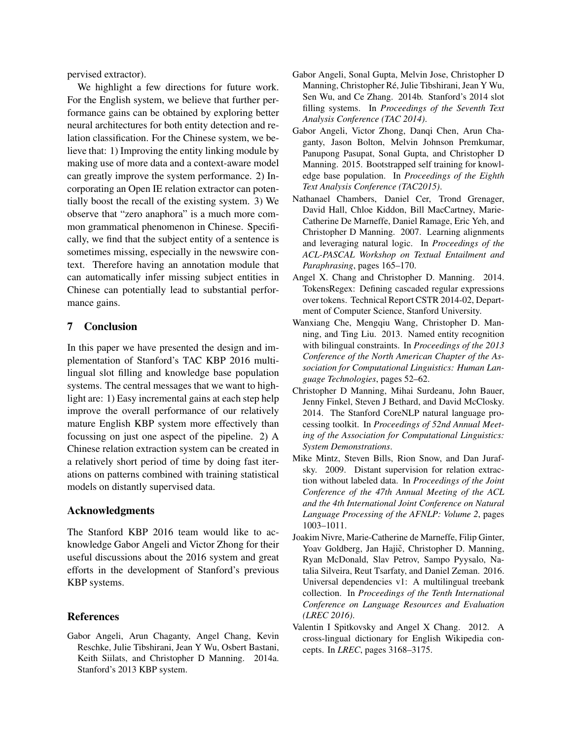pervised extractor).

We highlight a few directions for future work. For the English system, we believe that further performance gains can be obtained by exploring better neural architectures for both entity detection and relation classification. For the Chinese system, we believe that: 1) Improving the entity linking module by making use of more data and a context-aware model can greatly improve the system performance. 2) Incorporating an Open IE relation extractor can potentially boost the recall of the existing system. 3) We observe that "zero anaphora" is a much more common grammatical phenomenon in Chinese. Specifically, we find that the subject entity of a sentence is sometimes missing, especially in the newswire context. Therefore having an annotation module that can automatically infer missing subject entities in Chinese can potentially lead to substantial performance gains.

## 7 Conclusion

In this paper we have presented the design and implementation of Stanford's TAC KBP 2016 multilingual slot filling and knowledge base population systems. The central messages that we want to highlight are: 1) Easy incremental gains at each step help improve the overall performance of our relatively mature English KBP system more effectively than focussing on just one aspect of the pipeline. 2) A Chinese relation extraction system can be created in a relatively short period of time by doing fast iterations on patterns combined with training statistical models on distantly supervised data.

## Acknowledgments

The Stanford KBP 2016 team would like to acknowledge Gabor Angeli and Victor Zhong for their useful discussions about the 2016 system and great efforts in the development of Stanford's previous KBP systems.

## References

Gabor Angeli, Arun Chaganty, Angel Chang, Kevin Reschke, Julie Tibshirani, Jean Y Wu, Osbert Bastani, Keith Siilats, and Christopher D Manning. 2014a. Stanford's 2013 KBP system.

Gabor Angeli, Sonal Gupta, Melvin Jose, Christopher D Manning, Christopher Ré, Julie Tibshirani, Jean Y Wu, Sen Wu, and Ce Zhang. 2014b. Stanford's 2014 slot filling systems. In *Proceedings of the Seventh Text Analysis Conference (TAC 2014)*.

Gabor Angeli, Victor Zhong, Danqi Chen, Arun Chaganty, Jason Bolton, Melvin Johnson Premkumar, Panupong Pasupat, Sonal Gupta, and Christopher D Manning. 2015. Bootstrapped self training for knowledge base population. In *Proceedings of the Eighth Text Analysis Conference (TAC2015)*.

Nathanael Chambers, Daniel Cer, Trond Grenager, David Hall, Chloe Kiddon, Bill MacCartney, Marie-Catherine De Marneffe, Daniel Ramage, Eric Yeh, and Christopher D Manning. 2007. Learning alignments and leveraging natural logic. In *Proceedings of the ACL-PASCAL Workshop on Textual Entailment and Paraphrasing*, pages 165–170.

Angel X. Chang and Christopher D. Manning. 2014. TokensRegex: Defining cascaded regular expressions over tokens. Technical Report CSTR 2014-02, Department of Computer Science, Stanford University.

Wanxiang Che, Mengqiu Wang, Christopher D. Manning, and Ting Liu. 2013. Named entity recognition with bilingual constraints. In *Proceedings of the 2013 Conference of the North American Chapter of the Association for Computational Linguistics: Human Language Technologies*, pages 52–62.

Christopher D Manning, Mihai Surdeanu, John Bauer, Jenny Finkel, Steven J Bethard, and David McClosky. 2014. The Stanford CoreNLP natural language processing toolkit. In *Proceedings of 52nd Annual Meeting of the Association for Computational Linguistics: System Demonstrations*.

Mike Mintz, Steven Bills, Rion Snow, and Dan Jurafsky. 2009. Distant supervision for relation extraction without labeled data. In *Proceedings of the Joint Conference of the 47th Annual Meeting of the ACL and the 4th International Joint Conference on Natural Language Processing of the AFNLP: Volume 2*, pages 1003–1011.

Joakim Nivre, Marie-Catherine de Marneffe, Filip Ginter, Yoav Goldberg, Jan Hajič, Christopher D. Manning, Ryan McDonald, Slav Petrov, Sampo Pyysalo, Natalia Silveira, Reut Tsarfaty, and Daniel Zeman. 2016. Universal dependencies v1: A multilingual treebank collection. In *Proceedings of the Tenth International Conference on Language Resources and Evaluation (LREC 2016)*.

Valentin I Spitkovsky and Angel X Chang. 2012. A cross-lingual dictionary for English Wikipedia concepts. In *LREC*, pages 3168–3175.